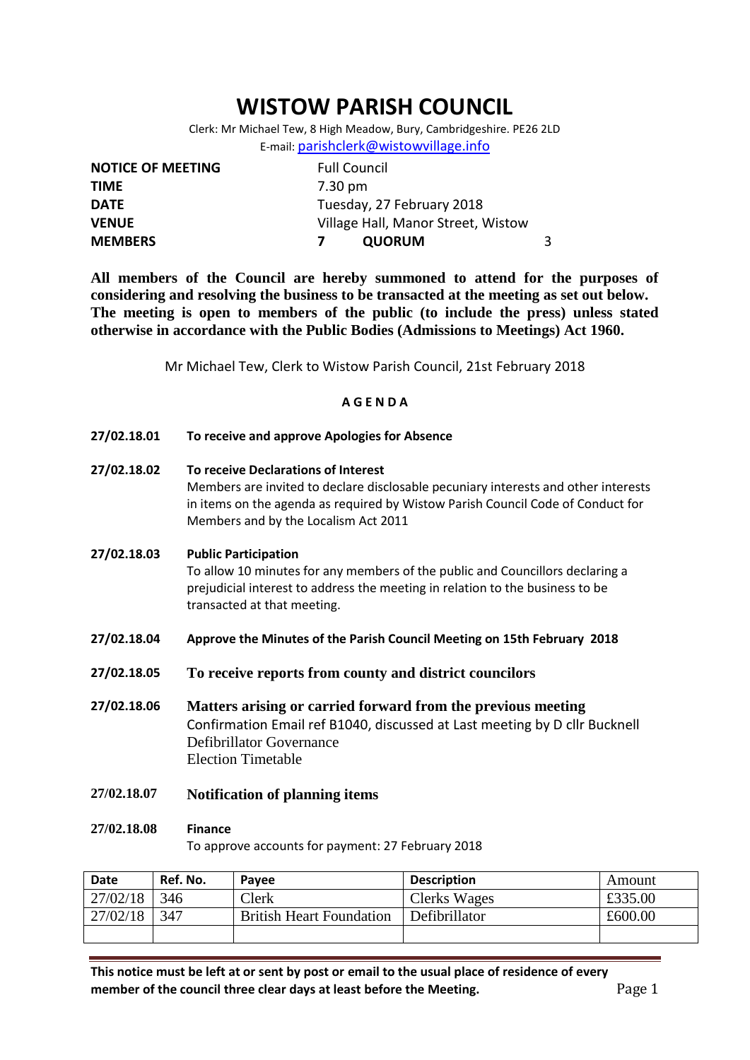# WISTOW PARISH COUNCIL

Clerk: Mr Michael Tew, 8 High Meadow, Bury, Cambridgeshire. PE26 2LD
E-mail: parishclerk@wistowvillage.info

| | | | |
|---|---|---|---|
| **NOTICE OF MEETING** | Full Council | | |
| **TIME** | 7.30 pm | | |
| **DATE** | Tuesday, 27 February 2018 | | |
| **VENUE** | Village Hall, Manor Street, Wistow | | |
| **MEMBERS** | **7** | **QUORUM** | 3 |

**All members of the Council are hereby summoned to attend for the purposes of considering and resolving the business to be transacted at the meeting as set out below. The meeting is open to members of the public (to include the press) unless stated otherwise in accordance with the Public Bodies (Admissions to Meetings) Act 1960.**

Mr Michael Tew, Clerk to Wistow Parish Council, 21st February 2018

## A G E N D A

**27/02.18.01** **To receive and approve Apologies for Absence**

**27/02.18.02** **To receive Declarations of Interest**
Members are invited to declare disclosable pecuniary interests and other interests in items on the agenda as required by Wistow Parish Council Code of Conduct for Members and by the Localism Act 2011

**27/02.18.03** **Public Participation**
To allow 10 minutes for any members of the public and Councillors declaring a prejudicial interest to address the meeting in relation to the business to be transacted at that meeting.

**27/02.18.04** **Approve the Minutes of the Parish Council Meeting on 15th February 2018**

**27/02.18.05** **To receive reports from county and district councilors**

**27/02.18.06** **Matters arising or carried forward from the previous meeting**
Confirmation Email ref B1040, discussed at Last meeting by D cllr Bucknell
Defibrillator Governance
Election Timetable

**27/02.18.07** **Notification of planning items**

**27/02.18.08** **Finance**
To approve accounts for payment: 27 February 2018

| Date | Ref. No. | Payee | Description | Amount |
|---|---|---|---|---|
| 27/02/18 | 346 | Clerk | Clerks Wages | £335.00 |
| 27/02/18 | 347 | British Heart Foundation | Defibrillator | £600.00 |
| | | | | |

**This notice must be left at or sent by post or email to the usual place of residence of every member of the council three clear days at least before the Meeting.**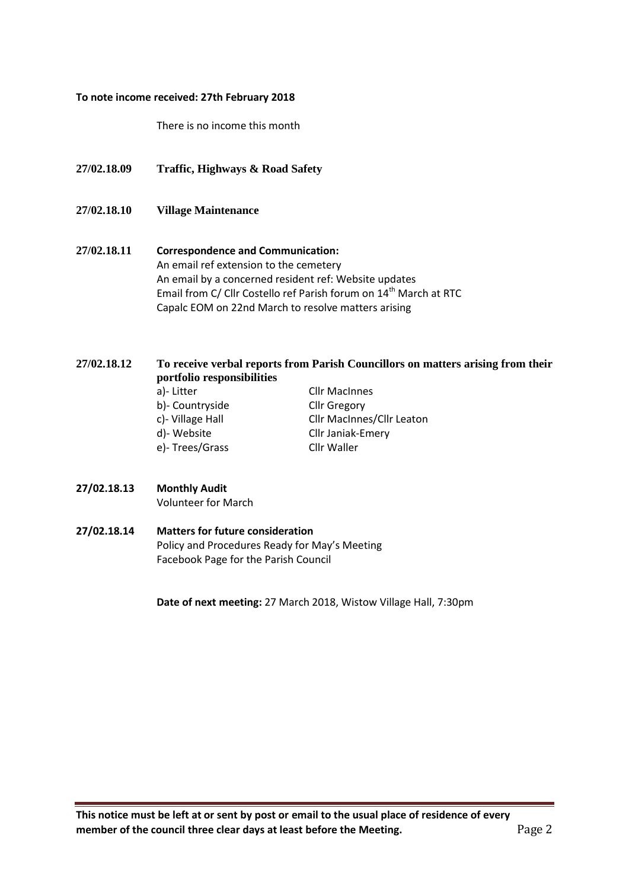**To note income received: 27th February 2018**

There is no income this month

**27/02.18.09 Traffic, Highways & Road Safety**

**27/02.18.10 Village Maintenance**

**27/02.18.11 Correspondence and Communication:**

An email ref extension to the cemetery
An email by a concerned resident ref: Website updates
Email from C/ Cllr Costello ref Parish forum on 14th March at RTC
Capalc EOM on 22nd March to resolve matters arising

**27/02.18.12 To receive verbal reports from Parish Councillors on matters arising from their portfolio responsibilities**

| | |
|---|---|
| a)- Litter | Cllr MacInnes |
| b)- Countryside | Cllr Gregory |
| c)- Village Hall | Cllr MacInnes/Cllr Leaton |
| d)- Website | Cllr Janiak-Emery |
| e)- Trees/Grass | Cllr Waller |

**27/02.18.13 Monthly Audit**

Volunteer for March

**27/02.18.14 Matters for future consideration**

Policy and Procedures Ready for May's Meeting
Facebook Page for the Parish Council

**Date of next meeting:** 27 March 2018, Wistow Village Hall, 7:30pm

**This notice must be left at or sent by post or email to the usual place of residence of every member of the council three clear days at least before the Meeting.**